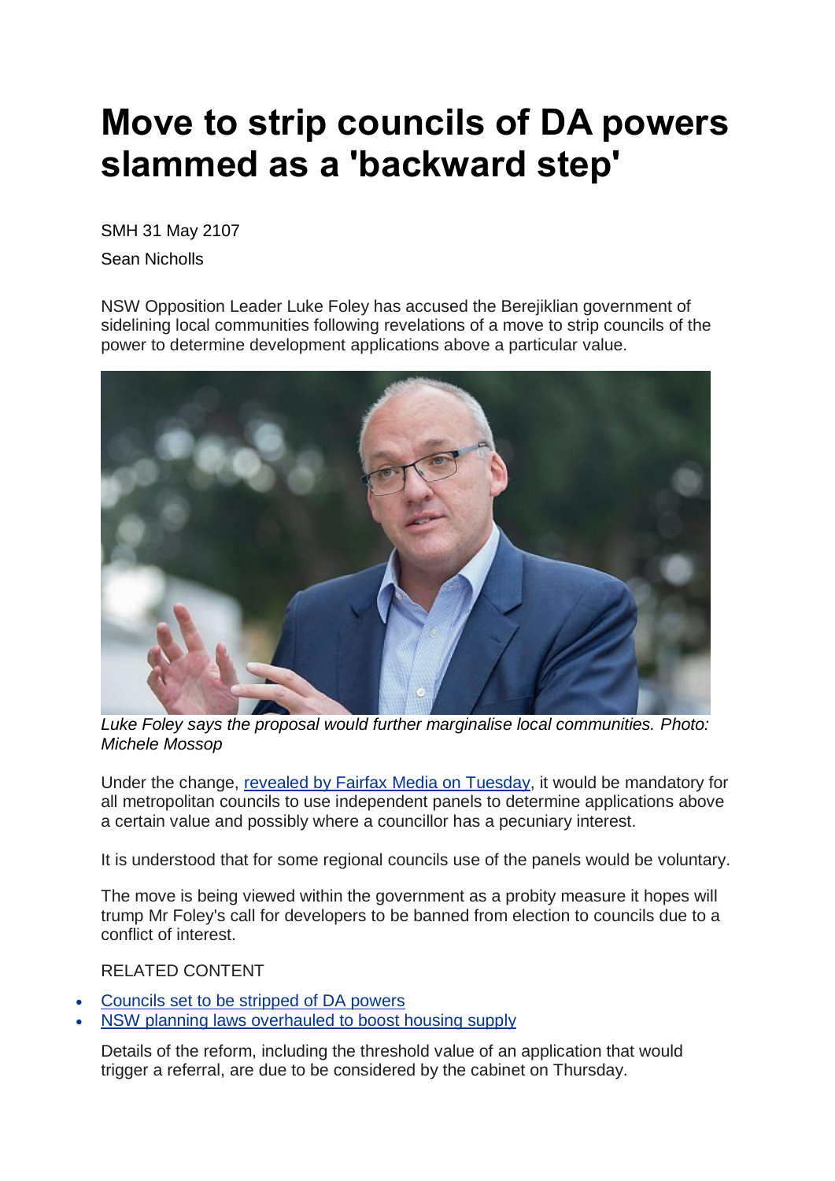# Move to strip councils of DA powers slammed as a 'backward step'

SMH 31 May 2107

Sean Nicholls

NSW Opposition Leader Luke Foley has accused the Berejiklian government of sidelining local communities following revelations of a move to strip councils of the power to determine development applications above a particular value.

*Luke Foley says the proposal would further marginalise local communities. Photo: Michele Mossop*

Under the change, [revealed by Fairfax Media on Tuesday](), it would be mandatory for all metropolitan councils to use independent panels to determine applications above a certain value and possibly where a councillor has a pecuniary interest.

It is understood that for some regional councils use of the panels would be voluntary.

The move is being viewed within the government as a probity measure it hopes will trump Mr Foley's call for developers to be banned from election to councils due to a conflict of interest.

RELATED CONTENT

- [Councils set to be stripped of DA powers]()
- [NSW planning laws overhauled to boost housing supply]()

Details of the reform, including the threshold value of an application that would trigger a referral, are due to be considered by the cabinet on Thursday.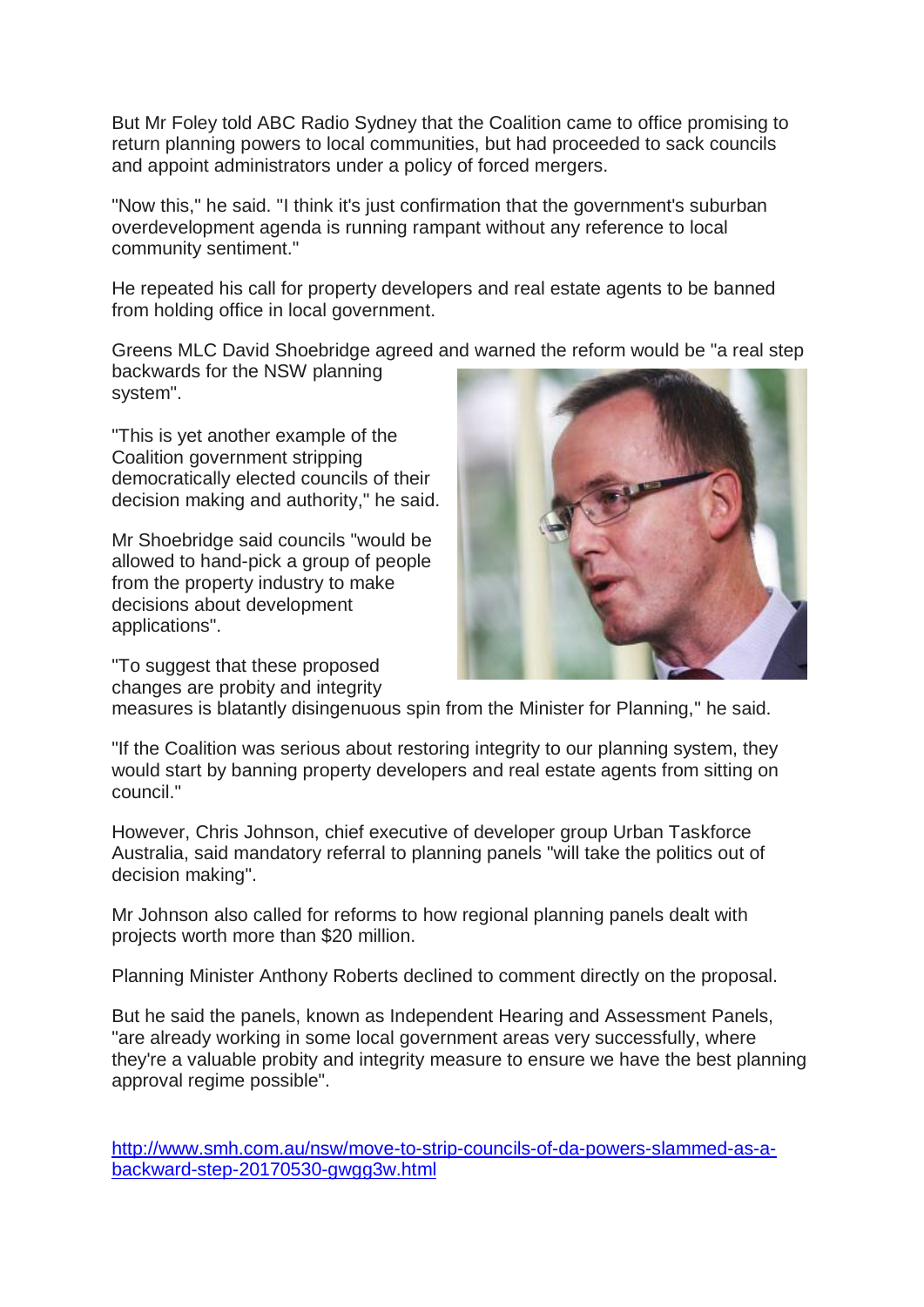But Mr Foley told ABC Radio Sydney that the Coalition came to office promising to return planning powers to local communities, but had proceeded to sack councils and appoint administrators under a policy of forced mergers.

"Now this," he said. "I think it's just confirmation that the government's suburban overdevelopment agenda is running rampant without any reference to local community sentiment."

He repeated his call for property developers and real estate agents to be banned from holding office in local government.

Greens MLC David Shoebridge agreed and warned the reform would be "a real step backwards for the NSW planning system".

"This is yet another example of the Coalition government stripping democratically elected councils of their decision making and authority," he said.

Mr Shoebridge said councils "would be allowed to hand-pick a group of people from the property industry to make decisions about development applications".

"To suggest that these proposed changes are probity and integrity measures is blatantly disingenuous spin from the Minister for Planning," he said.

"If the Coalition was serious about restoring integrity to our planning system, they would start by banning property developers and real estate agents from sitting on council."

However, Chris Johnson, chief executive of developer group Urban Taskforce Australia, said mandatory referral to planning panels "will take the politics out of decision making".

Mr Johnson also called for reforms to how regional planning panels dealt with projects worth more than $20 million.

Planning Minister Anthony Roberts declined to comment directly on the proposal.

But he said the panels, known as Independent Hearing and Assessment Panels, "are already working in some local government areas very successfully, where they're a valuable probity and integrity measure to ensure we have the best planning approval regime possible".

http://www.smh.com.au/nsw/move-to-strip-councils-of-da-powers-slammed-as-a-backward-step-20170530-gwgg3w.html